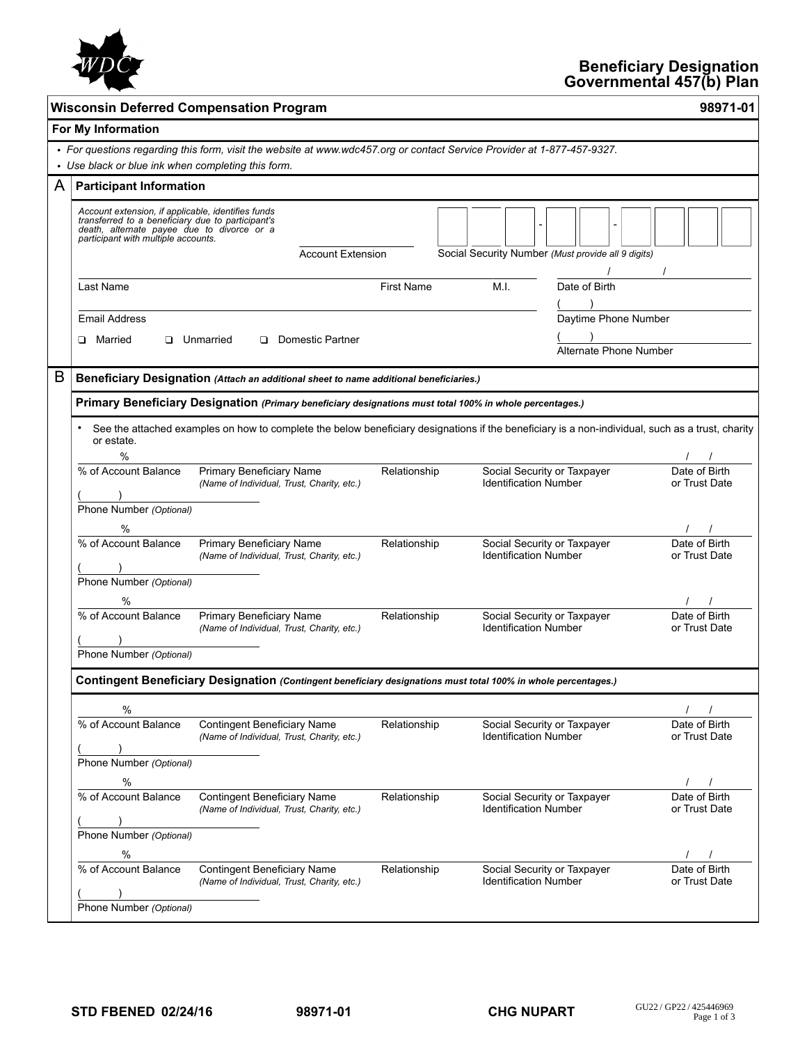# Beneficiary Designation Governmental 457(b) Plan

## Wisconsin Deferred Compensation Program — 98971-01

### For My Information

- *For questions regarding this form, visit the website at www.wdc457.org or contact Service Provider at 1-877-457-9327.*
- *Use black or blue ink when completing this form.*

### A Participant Information

*Account extension, if applicable, identifies funds transferred to a beneficiary due to participant's death, alternate payee due to divorce or a participant with multiple accounts.*

Account Extension _______________ Social Security Number *(Must provide all 9 digits)* ___ ___ ___ - ___ ___ - ___ ___ ___ ___

Last Name _______________ First Name _______________ M.I. ___ Date of Birth ___/___/___

Email Address _______________ Daytime Phone Number (   ) _______________

❑ Married ❑ Unmarried ❑ Domestic Partner

Alternate Phone Number (   ) _______________

### B Beneficiary Designation *(Attach an additional sheet to name additional beneficiaries.)*

#### Primary Beneficiary Designation *(Primary beneficiary designations must total 100% in whole percentages.)*

- See the attached examples on how to complete the below beneficiary designations if the beneficiary is a non-individual, such as a trust, charity or estate.

| % of Account Balance | Primary Beneficiary Name *(Name of Individual, Trust, Charity, etc.)* | Relationship | Social Security or Taxpayer Identification Number | Date of Birth or Trust Date |
|---|---|---|---|---|
| % | | | | / / |
| Phone Number *(Optional)* ( ) | | | | |
| % | | | | / / |
| Phone Number *(Optional)* ( ) | | | | |
| % | | | | / / |
| Phone Number *(Optional)* ( ) | | | | |

#### Contingent Beneficiary Designation *(Contingent beneficiary designations must total 100% in whole percentages.)*

| % of Account Balance | Contingent Beneficiary Name *(Name of Individual, Trust, Charity, etc.)* | Relationship | Social Security or Taxpayer Identification Number | Date of Birth or Trust Date |
|---|---|---|---|---|
| % | | | | / / |
| Phone Number *(Optional)* ( ) | | | | |
| % | | | | / / |
| Phone Number *(Optional)* ( ) | | | | |
| % | | | | / / |
| Phone Number *(Optional)* ( ) | | | | |

STD FBENED 02/24/16 98971-01 CHG NUPART GU22 / GP22 / 425446969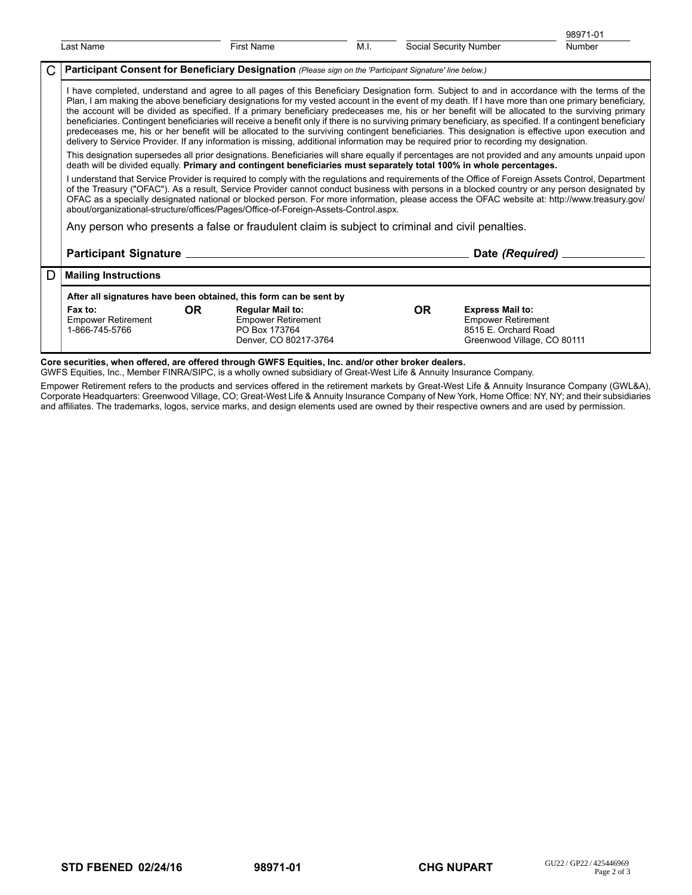| Last Name | First Name | M.I. | Social Security Number | 98971-01 Number |
|---|---|---|---|---|

## C Participant Consent for Beneficiary Designation *(Please sign on the 'Participant Signature' line below.)*

I have completed, understand and agree to all pages of this Beneficiary Designation form. Subject to and in accordance with the terms of the Plan, I am making the above beneficiary designations for my vested account in the event of my death. If I have more than one primary beneficiary, the account will be divided as specified. If a primary beneficiary predeceases me, his or her benefit will be allocated to the surviving primary beneficiaries. Contingent beneficiaries will receive a benefit only if there is no surviving primary beneficiary, as specified. If a contingent beneficiary predeceases me, his or her benefit will be allocated to the surviving contingent beneficiaries. This designation is effective upon execution and delivery to Service Provider. If any information is missing, additional information may be required prior to recording my designation.

This designation supersedes all prior designations. Beneficiaries will share equally if percentages are not provided and any amounts unpaid upon death will be divided equally. **Primary and contingent beneficiaries must separately total 100% in whole percentages.**

I understand that Service Provider is required to comply with the regulations and requirements of the Office of Foreign Assets Control, Department of the Treasury ("OFAC"). As a result, Service Provider cannot conduct business with persons in a blocked country or any person designated by OFAC as a specially designated national or blocked person. For more information, please access the OFAC website at: http://www.treasury.gov/about/organizational-structure/offices/Pages/Office-of-Foreign-Assets-Control.aspx.

Any person who presents a false or fraudulent claim is subject to criminal and civil penalties.

**Participant Signature** ______________________________ **Date *(Required)*** ______________

## D Mailing Instructions

**After all signatures have been obtained, this form can be sent by**

| | | | | |
|---|---|---|---|---|
| **Fax to:**<br>Empower Retirement<br>1-866-745-5766 | **OR** | **Regular Mail to:**<br>Empower Retirement<br>PO Box 173764<br>Denver, CO 80217-3764 | **OR** | **Express Mail to:**<br>Empower Retirement<br>8515 E. Orchard Road<br>Greenwood Village, CO 80111 |

**Core securities, when offered, are offered through GWFS Equities, Inc. and/or other broker dealers.**
GWFS Equities, Inc., Member FINRA/SIPC, is a wholly owned subsidiary of Great-West Life & Annuity Insurance Company.

Empower Retirement refers to the products and services offered in the retirement markets by Great-West Life & Annuity Insurance Company (GWL&A), Corporate Headquarters: Greenwood Village, CO; Great-West Life & Annuity Insurance Company of New York, Home Office: NY, NY; and their subsidiaries and affiliates. The trademarks, logos, service marks, and design elements used are owned by their respective owners and are used by permission.

**STD FBENED 02/24/16** **98971-01** **CHG NUPART** GU22 / GP22 / 425446969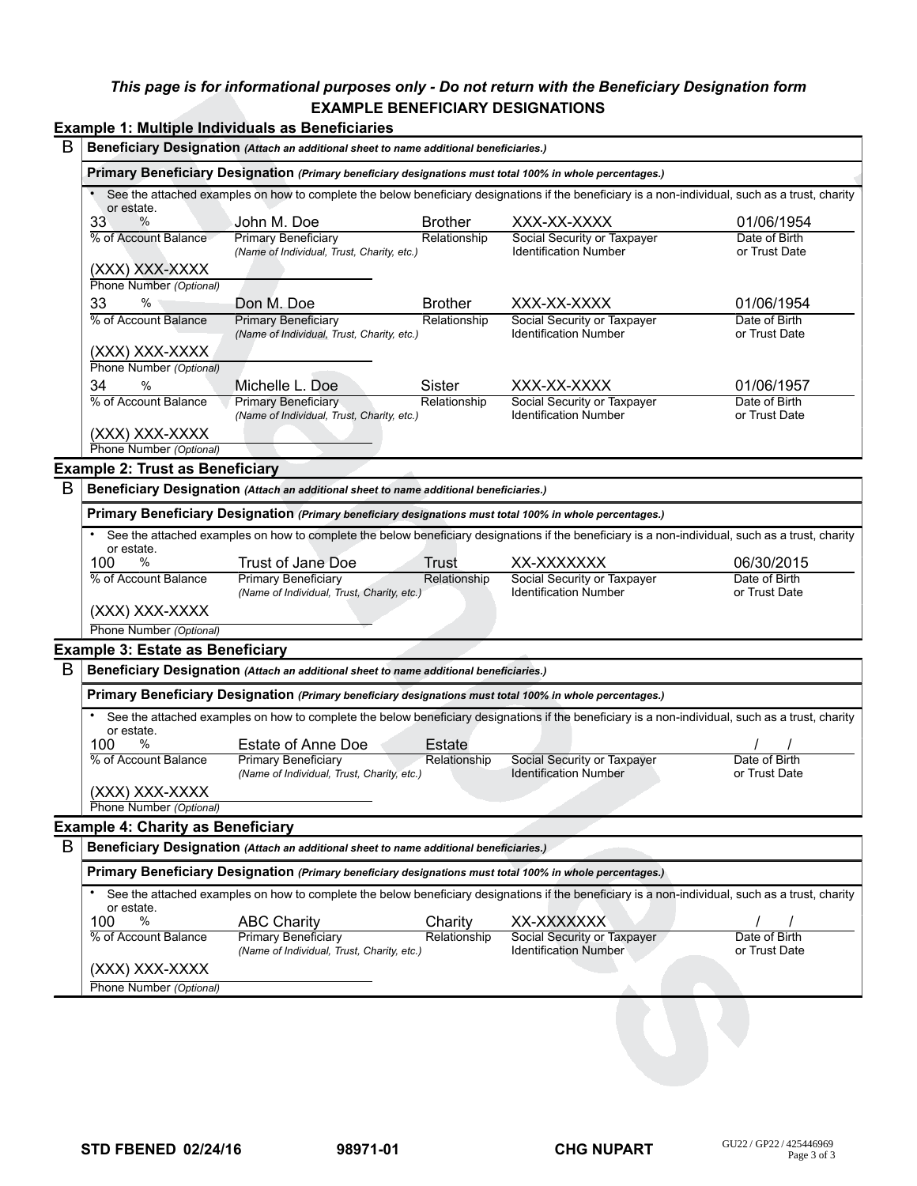***This page is for informational purposes only - Do not return with the Beneficiary Designation form***

## EXAMPLE BENEFICIARY DESIGNATIONS

### Example 1: Multiple Individuals as Beneficiaries

**B** **Beneficiary Designation** *(Attach an additional sheet to name additional beneficiaries.)*

**Primary Beneficiary Designation** *(Primary beneficiary designations must total 100% in whole percentages.)*

- See the attached examples on how to complete the below beneficiary designations if the beneficiary is a non-individual, such as a trust, charity or estate.

| % of Account Balance | Primary Beneficiary *(Name of Individual, Trust, Charity, etc.)* | Relationship | Social Security or Taxpayer Identification Number | Date of Birth or Trust Date |
|---|---|---|---|---|
| 33 % | John M. Doe | Brother | XXX-XX-XXXX | 01/06/1954 |
| 33 % | Don M. Doe | Brother | XXX-XX-XXXX | 01/06/1954 |
| 34 % | Michelle L. Doe | Sister | XXX-XX-XXXX | 01/06/1957 |

Phone Number *(Optional)*: (XXX) XXX-XXXX (each beneficiary)

### Example 2: Trust as Beneficiary

**B** **Beneficiary Designation** *(Attach an additional sheet to name additional beneficiaries.)*

**Primary Beneficiary Designation** *(Primary beneficiary designations must total 100% in whole percentages.)*

- See the attached examples on how to complete the below beneficiary designations if the beneficiary is a non-individual, such as a trust, charity or estate.

| % of Account Balance | Primary Beneficiary *(Name of Individual, Trust, Charity, etc.)* | Relationship | Social Security or Taxpayer Identification Number | Date of Birth or Trust Date |
|---|---|---|---|---|
| 100 % | Trust of Jane Doe | Trust | XX-XXXXXXX | 06/30/2015 |

Phone Number *(Optional)*: (XXX) XXX-XXXX

### Example 3: Estate as Beneficiary

**B** **Beneficiary Designation** *(Attach an additional sheet to name additional beneficiaries.)*

**Primary Beneficiary Designation** *(Primary beneficiary designations must total 100% in whole percentages.)*

- See the attached examples on how to complete the below beneficiary designations if the beneficiary is a non-individual, such as a trust, charity or estate.

| % of Account Balance | Primary Beneficiary *(Name of Individual, Trust, Charity, etc.)* | Relationship | Social Security or Taxpayer Identification Number | Date of Birth or Trust Date |
|---|---|---|---|---|
| 100 % | Estate of Anne Doe | Estate | | / / |

Phone Number *(Optional)*: (XXX) XXX-XXXX

### Example 4: Charity as Beneficiary

**B** **Beneficiary Designation** *(Attach an additional sheet to name additional beneficiaries.)*

**Primary Beneficiary Designation** *(Primary beneficiary designations must total 100% in whole percentages.)*

- See the attached examples on how to complete the below beneficiary designations if the beneficiary is a non-individual, such as a trust, charity or estate.

| % of Account Balance | Primary Beneficiary *(Name of Individual, Trust, Charity, etc.)* | Relationship | Social Security or Taxpayer Identification Number | Date of Birth or Trust Date |
|---|---|---|---|---|
| 100 % | ABC Charity | Charity | XX-XXXXXXX | / / |

Phone Number *(Optional)*: (XXX) XXX-XXXX

STD FBENED 02/24/16 98971-01 CHG NUPART GU22 / GP22 / 425446969